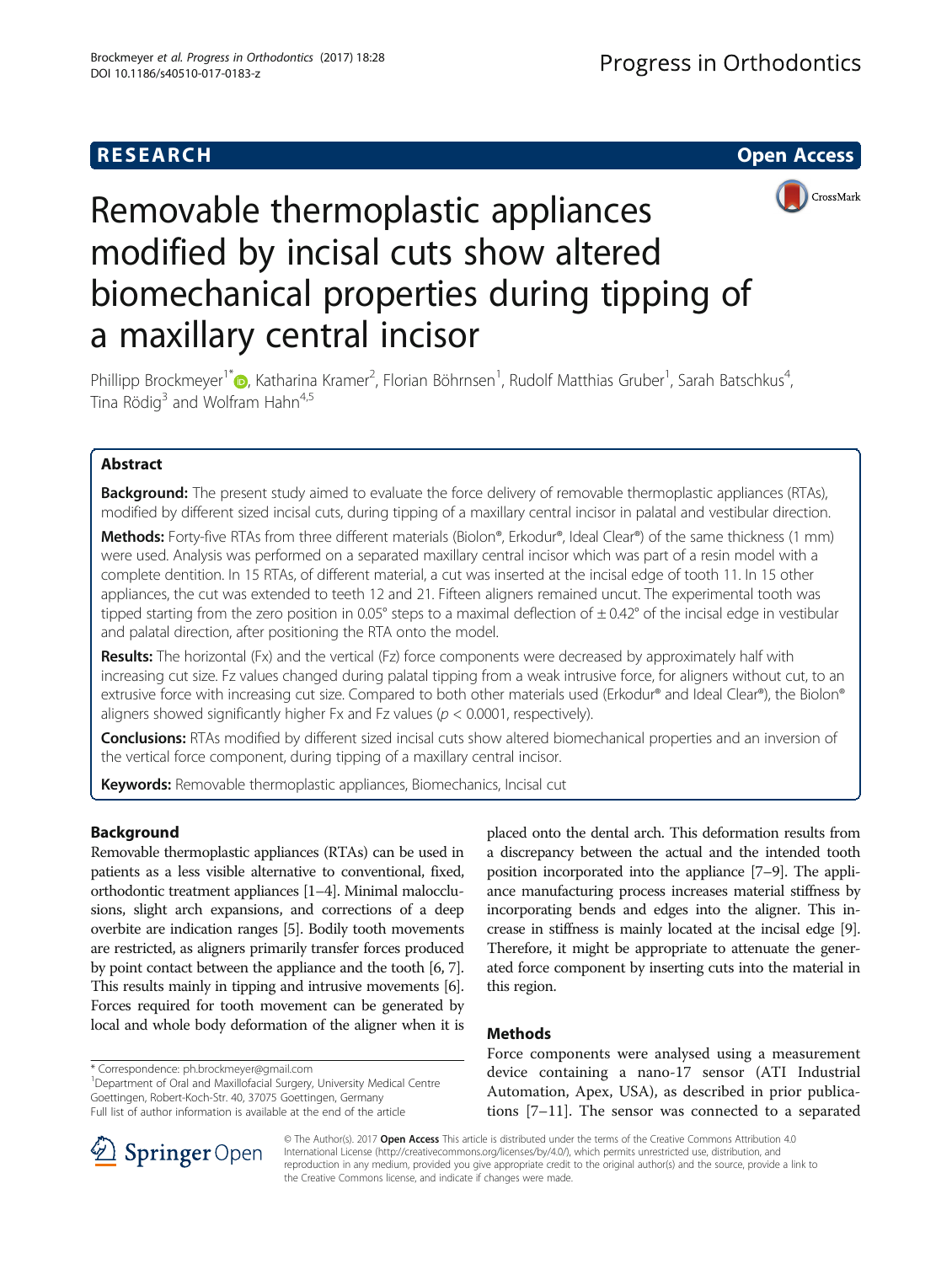RESEARCH Open Access

# Removable thermoplastic appliances modified by incisal cuts show altered biomechanical properties during tipping of a maxillary central incisor

Phillipp Brockmeyer[1*], Katharina Kramer[2], Florian Böhrnsen[1], Rudolf Matthias Gruber[1], Sarah Batschkus[4], Tina Rödig[3] and Wolfram Hahn[4,5]

## Abstract

**Background:** The present study aimed to evaluate the force delivery of removable thermoplastic appliances (RTAs), modified by different sized incisal cuts, during tipping of a maxillary central incisor in palatal and vestibular direction.

**Methods:** Forty-five RTAs from three different materials (Biolon®, Erkodur®, Ideal Clear®) of the same thickness (1 mm) were used. Analysis was performed on a separated maxillary central incisor which was part of a resin model with a complete dentition. In 15 RTAs, of different material, a cut was inserted at the incisal edge of tooth 11. In 15 other appliances, the cut was extended to teeth 12 and 21. Fifteen aligners remained uncut. The experimental tooth was tipped starting from the zero position in 0.05° steps to a maximal deflection of ± 0.42° of the incisal edge in vestibular and palatal direction, after positioning the RTA onto the model.

**Results:** The horizontal ($F_x$) and the vertical ($F_z$) force components were decreased by approximately half with increasing cut size. $F_z$ values changed during palatal tipping from a weak intrusive force, for aligners without cut, to an extrusive force with increasing cut size. Compared to both other materials used (Erkodur® and Ideal Clear®), the Biolon® aligners showed significantly higher $F_x$ and $F_z$ values ($p < 0.0001$, respectively).

**Conclusions:** RTAs modified by different sized incisal cuts show altered biomechanical properties and an inversion of the vertical force component, during tipping of a maxillary central incisor.

**Keywords:** Removable thermoplastic appliances, Biomechanics, Incisal cut

## Background

Removable thermoplastic appliances (RTAs) can be used in patients as a less visible alternative to conventional, fixed, orthodontic treatment appliances [1–4]. Minimal malocclusions, slight arch expansions, and corrections of a deep overbite are indication ranges [5]. Bodily tooth movements are restricted, as aligners primarily transfer forces produced by point contact between the appliance and the tooth [6, 7]. This results mainly in tipping and intrusive movements [6]. Forces required for tooth movement can be generated by local and whole body deformation of the aligner when it is placed onto the dental arch. This deformation results from a discrepancy between the actual and the intended tooth position incorporated into the appliance [7–9]. The appliance manufacturing process increases material stiffness by incorporating bends and edges into the aligner. This increase in stiffness is mainly located at the incisal edge [9]. Therefore, it might be appropriate to attenuate the generated force component by inserting cuts into the material in this region.

## Methods

Force components were analysed using a measurement device containing a nano-17 sensor (ATI Industrial Automation, Apex, USA), as described in prior publications [7–11]. The sensor was connected to a separated

* Correspondence: ph.brockmeyer@gmail.com
[1]Department of Oral and Maxillofacial Surgery, University Medical Centre Goettingen, Robert-Koch-Str. 40, 37075 Goettingen, Germany
Full list of author information is available at the end of the article

© The Author(s). 2017 **Open Access** This article is distributed under the terms of the Creative Commons Attribution 4.0 International License (http://creativecommons.org/licenses/by/4.0/), which permits unrestricted use, distribution, and reproduction in any medium, provided you give appropriate credit to the original author(s) and the source, provide a link to the Creative Commons license, and indicate if changes were made.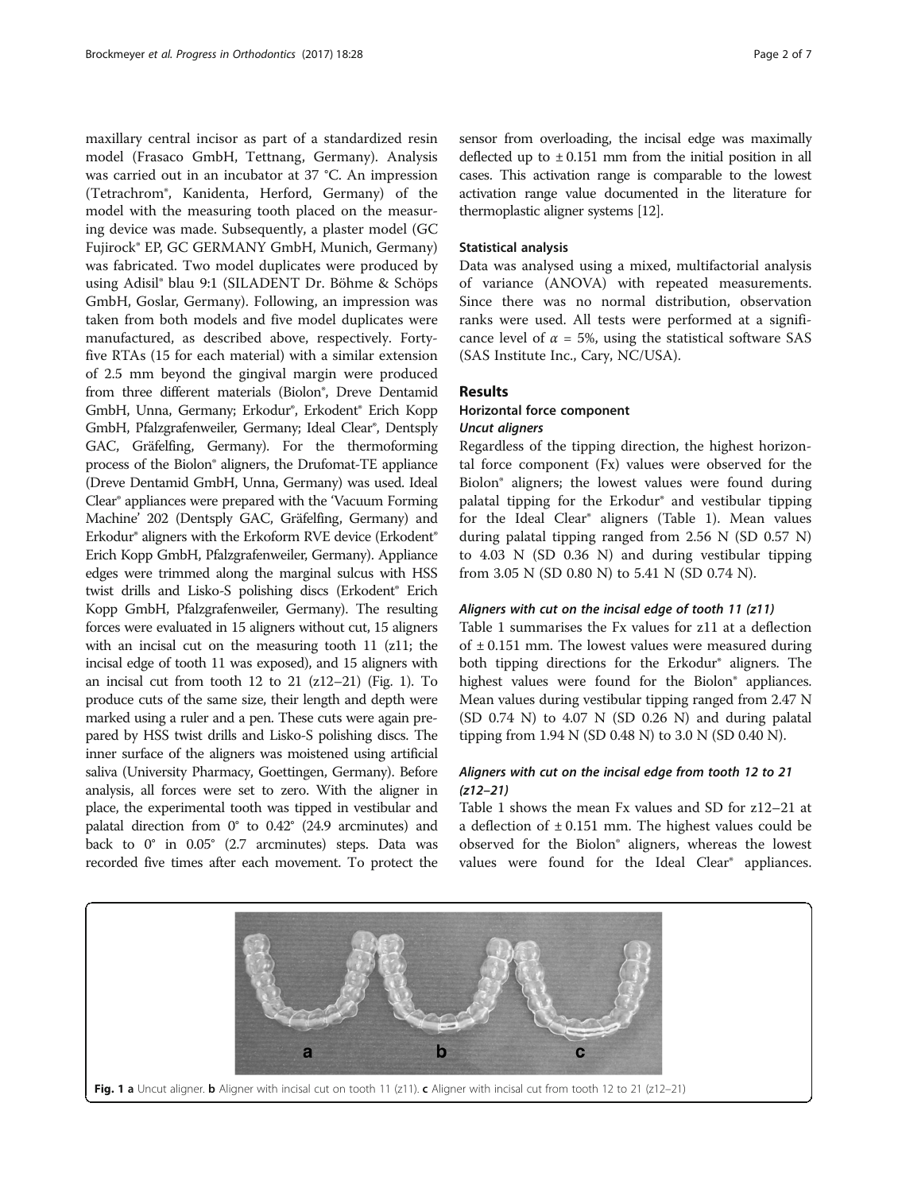maxillary central incisor as part of a standardized resin model (Frasaco GmbH, Tettnang, Germany). Analysis was carried out in an incubator at 37 °C. An impression (Tetrachrom®, Kanidenta, Herford, Germany) of the model with the measuring tooth placed on the measuring device was made. Subsequently, a plaster model (GC Fujirock® EP, GC GERMANY GmbH, Munich, Germany) was fabricated. Two model duplicates were produced by using Adisil® blau 9:1 (SILADENT Dr. Böhme & Schöps GmbH, Goslar, Germany). Following, an impression was taken from both models and five model duplicates were manufactured, as described above, respectively. Forty-five RTAs (15 for each material) with a similar extension of 2.5 mm beyond the gingival margin were produced from three different materials (Biolon®, Dreve Dentamid GmbH, Unna, Germany; Erkodur®, Erkodent® Erich Kopp GmbH, Pfalzgrafenweiler, Germany; Ideal Clear®, Dentsply GAC, Gräfelfing, Germany). For the thermoforming process of the Biolon® aligners, the Drufomat-TE appliance (Dreve Dentamid GmbH, Unna, Germany) was used. Ideal Clear® appliances were prepared with the 'Vacuum Forming Machine' 202 (Dentsply GAC, Gräfelfing, Germany) and Erkodur® aligners with the Erkoform RVE device (Erkodent® Erich Kopp GmbH, Pfalzgrafenweiler, Germany). Appliance edges were trimmed along the marginal sulcus with HSS twist drills and Lisko-S polishing discs (Erkodent® Erich Kopp GmbH, Pfalzgrafenweiler, Germany). The resulting forces were evaluated in 15 aligners without cut, 15 aligners with an incisal cut on the measuring tooth 11 (z11; the incisal edge of tooth 11 was exposed), and 15 aligners with an incisal cut from tooth 12 to 21 (z12–21) (Fig. 1). To produce cuts of the same size, their length and depth were marked using a ruler and a pen. These cuts were again prepared by HSS twist drills and Lisko-S polishing discs. The inner surface of the aligners was moistened using artificial saliva (University Pharmacy, Goettingen, Germany). Before analysis, all forces were set to zero. With the aligner in place, the experimental tooth was tipped in vestibular and palatal direction from 0° to 0.42° (24.9 arcminutes) and back to 0° in 0.05° (2.7 arcminutes) steps. Data was recorded five times after each movement. To protect the sensor from overloading, the incisal edge was maximally deflected up to ± 0.151 mm from the initial position in all cases. This activation range is comparable to the lowest activation range value documented in the literature for thermoplastic aligner systems [12].

### Statistical analysis

Data was analysed using a mixed, multifactorial analysis of variance (ANOVA) with repeated measurements. Since there was no normal distribution, observation ranks were used. All tests were performed at a significance level of $\alpha = 5\%$, using the statistical software SAS (SAS Institute Inc., Cary, NC/USA).

## Results

### Horizontal force component

#### *Uncut aligners*

Regardless of the tipping direction, the highest horizontal force component (Fx) values were observed for the Biolon® aligners; the lowest values were found during palatal tipping for the Erkodur® and vestibular tipping for the Ideal Clear® aligners (Table 1). Mean values during palatal tipping ranged from 2.56 N (SD 0.57 N) to 4.03 N (SD 0.36 N) and during vestibular tipping from 3.05 N (SD 0.80 N) to 5.41 N (SD 0.74 N).

#### *Aligners with cut on the incisal edge of tooth 11 (z11)*

Table 1 summarises the Fx values for z11 at a deflection of ± 0.151 mm. The lowest values were measured during both tipping directions for the Erkodur® aligners. The highest values were found for the Biolon® appliances. Mean values during vestibular tipping ranged from 2.47 N (SD 0.74 N) to 4.07 N (SD 0.26 N) and during palatal tipping from 1.94 N (SD 0.48 N) to 3.0 N (SD 0.40 N).

#### *Aligners with cut on the incisal edge from tooth 12 to 21 (z12–21)*

Table 1 shows the mean Fx values and SD for z12–21 at a deflection of ± 0.151 mm. The highest values could be observed for the Biolon® aligners, whereas the lowest values were found for the Ideal Clear® appliances.

**Fig. 1** **a** Uncut aligner. **b** Aligner with incisal cut on tooth 11 (z11). **c** Aligner with incisal cut from tooth 12 to 21 (z12–21)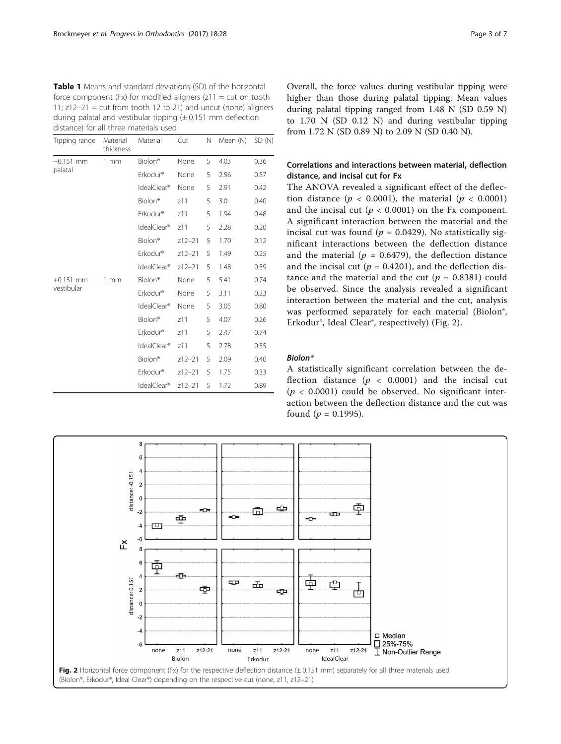**Table 1** Means and standard deviations (SD) of the horizontal force component (Fx) for modified aligners (z11 = cut on tooth 11; z12–21 = cut from tooth 12 to 21) and uncut (none) aligners during palatal and vestibular tipping (± 0.151 mm deflection distance) for all three materials used

| Tipping range | Material thickness | Material | Cut | N | Mean (N) | SD (N) |
|---|---|---|---|---|---|---|
| −0.151 mm palatal | 1 mm | Biolon® | None | 5 | 4.03 | 0.36 |
| | | Erkodur® | None | 5 | 2.56 | 0.57 |
| | | IdealClear® | None | 5 | 2.91 | 0.42 |
| | | Biolon® | z11 | 5 | 3.0 | 0.40 |
| | | Erkodur® | z11 | 5 | 1.94 | 0.48 |
| | | IdealClear® | z11 | 5 | 2.28 | 0.20 |
| | | Biolon® | z12–21 | 5 | 1.70 | 0.12 |
| | | Erkodur® | z12–21 | 5 | 1.49 | 0.25 |
| | | IdealClear® | z12–21 | 5 | 1.48 | 0.59 |
| +0.151 mm vestibular | 1 mm | Biolon® | None | 5 | 5.41 | 0.74 |
| | | Erkodur® | None | 5 | 3.11 | 0.23 |
| | | IdealClear® | None | 5 | 3.05 | 0.80 |
| | | Biolon® | z11 | 5 | 4.07 | 0.26 |
| | | Erkodur® | z11 | 5 | 2.47 | 0.74 |
| | | IdealClear® | z11 | 5 | 2.78 | 0.55 |
| | | Biolon® | z12–21 | 5 | 2.09 | 0.40 |
| | | Erkodur® | z12–21 | 5 | 1.75 | 0.33 |
| | | IdealClear® | z12–21 | 5 | 1.72 | 0.89 |

Overall, the force values during vestibular tipping were higher than those during palatal tipping. Mean values during palatal tipping ranged from 1.48 N (SD 0.59 N) to 1.70 N (SD 0.12 N) and during vestibular tipping from 1.72 N (SD 0.89 N) to 2.09 N (SD 0.40 N).

## Correlations and interactions between material, deflection distance, and incisal cut for Fx

The ANOVA revealed a significant effect of the deflection distance ($p < 0.0001$), the material ($p < 0.0001$) and the incisal cut ($p < 0.0001$) on the Fx component. A significant interaction between the material and the incisal cut was found ($p = 0.0429$). No statistically significant interactions between the deflection distance and the material ($p = 0.6479$), the deflection distance and the incisal cut ($p = 0.4201$), and the deflection distance and the material and the cut ($p = 0.8381$) could be observed. Since the analysis revealed a significant interaction between the material and the cut, analysis was performed separately for each material (Biolon®, Erkodur®, Ideal Clear®, respectively) (Fig. 2).

### Biolon®

A statistically significant correlation between the deflection distance ($p < 0.0001$) and the incisal cut ($p < 0.0001$) could be observed. No significant interaction between the deflection distance and the cut was found ($p = 0.1995$).

**Fig. 2** Horizontal force component (Fx) for the respective deflection distance (± 0.151 mm) separately for all three materials used (Biolon®, Erkodur®, Ideal Clear®) depending on the respective cut (none, z11, z12–21)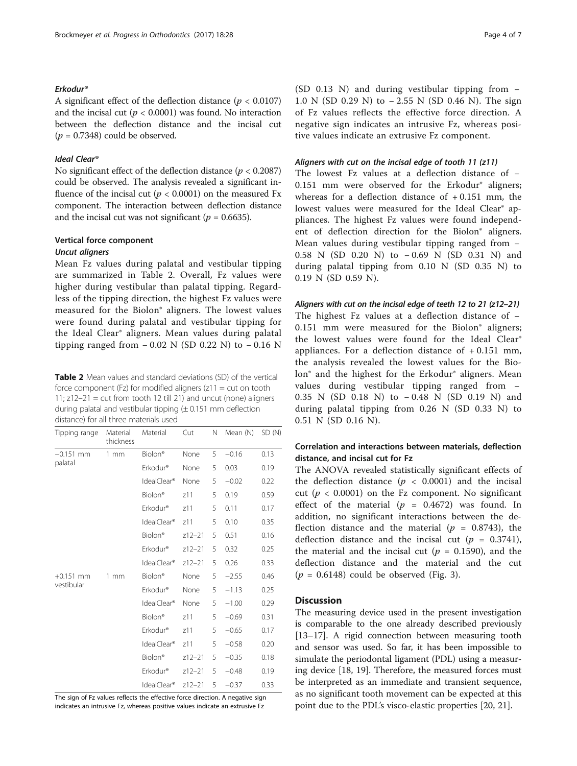#### *Erkodur®*

A significant effect of the deflection distance ($p < 0.0107$) and the incisal cut ($p < 0.0001$) was found. No interaction between the deflection distance and the incisal cut ($p = 0.7348$) could be observed.

#### *Ideal Clear®*

No significant effect of the deflection distance ($p < 0.2087$) could be observed. The analysis revealed a significant influence of the incisal cut ($p < 0.0001$) on the measured Fx component. The interaction between deflection distance and the incisal cut was not significant ($p = 0.6635$).

### Vertical force component

#### *Uncut aligners*

Mean Fz values during palatal and vestibular tipping are summarized in Table 2. Overall, Fz values were higher during vestibular than palatal tipping. Regardless of the tipping direction, the highest Fz values were measured for the Biolon® aligners. The lowest values were found during palatal and vestibular tipping for the Ideal Clear® aligners. Mean values during palatal tipping ranged from − 0.02 N (SD 0.22 N) to − 0.16 N (SD 0.13 N) and during vestibular tipping from − 1.0 N (SD 0.29 N) to − 2.55 N (SD 0.46 N). The sign of Fz values reflects the effective force direction. A negative sign indicates an intrusive Fz, whereas positive values indicate an extrusive Fz component.

**Table 2** Mean values and standard deviations (SD) of the vertical force component (Fz) for modified aligners (z11 = cut on tooth 11; z12–21 = cut from tooth 12 till 21) and uncut (none) aligners during palatal and vestibular tipping (± 0.151 mm deflection distance) for all three materials used

| Tipping range | Material thickness | Material | Cut | N | Mean (N) | SD (N) |
|---|---|---|---|---|---|---|
| −0.151 mm palatal | 1 mm | Biolon® | None | 5 | −0.16 | 0.13 |
| | | Erkodur® | None | 5 | 0.03 | 0.19 |
| | | IdealClear® | None | 5 | −0.02 | 0.22 |
| | | Biolon® | z11 | 5 | 0.19 | 0.59 |
| | | Erkodur® | z11 | 5 | 0.11 | 0.17 |
| | | IdealClear® | z11 | 5 | 0.10 | 0.35 |
| | | Biolon® | z12–21 | 5 | 0.51 | 0.16 |
| | | Erkodur® | z12–21 | 5 | 0.32 | 0.25 |
| | | IdealClear® | z12–21 | 5 | 0.26 | 0.33 |
| +0.151 mm vestibular | 1 mm | Biolon® | None | 5 | −2.55 | 0.46 |
| | | Erkodur® | None | 5 | −1.13 | 0.25 |
| | | IdealClear® | None | 5 | −1.00 | 0.29 |
| | | Biolon® | z11 | 5 | −0.69 | 0.31 |
| | | Erkodur® | z11 | 5 | −0.65 | 0.17 |
| | | IdealClear® | z11 | 5 | −0.58 | 0.20 |
| | | Biolon® | z12–21 | 5 | −0.35 | 0.18 |
| | | Erkodur® | z12–21 | 5 | −0.48 | 0.19 |
| | | IdealClear® | z12–21 | 5 | −0.37 | 0.33 |

The sign of Fz values reflects the effective force direction. A negative sign indicates an intrusive Fz, whereas positive values indicate an extrusive Fz

#### *Aligners with cut on the incisal edge of tooth 11 (z11)*

The lowest Fz values at a deflection distance of − 0.151 mm were observed for the Erkodur® aligners; whereas for a deflection distance of + 0.151 mm, the lowest values were measured for the Ideal Clear® appliances. The highest Fz values were found independent of deflection direction for the Biolon® aligners. Mean values during vestibular tipping ranged from − 0.58 N (SD 0.20 N) to − 0.69 N (SD 0.31 N) and during palatal tipping from 0.10 N (SD 0.35 N) to 0.19 N (SD 0.59 N).

#### *Aligners with cut on the incisal edge of teeth 12 to 21 (z12–21)*

The highest Fz values at a deflection distance of − 0.151 mm were measured for the Biolon® aligners; the lowest values were found for the Ideal Clear® appliances. For a deflection distance of + 0.151 mm, the analysis revealed the lowest values for the Biolon® and the highest for the Erkodur® aligners. Mean values during vestibular tipping ranged from − 0.35 N (SD 0.18 N) to − 0.48 N (SD 0.19 N) and during palatal tipping from 0.26 N (SD 0.33 N) to 0.51 N (SD 0.16 N).

### Correlation and interactions between materials, deflection distance, and incisal cut for Fz

The ANOVA revealed statistically significant effects of the deflection distance ($p < 0.0001$) and the incisal cut ($p < 0.0001$) on the Fz component. No significant effect of the material ($p = 0.4672$) was found. In addition, no significant interactions between the deflection distance and the material ($p = 0.8743$), the deflection distance and the incisal cut ($p = 0.3741$), the material and the incisal cut ($p = 0.1590$), and the deflection distance and the material and the cut ($p = 0.6148$) could be observed (Fig. 3).

## Discussion

The measuring device used in the present investigation is comparable to the one already described previously [13–17]. A rigid connection between measuring tooth and sensor was used. So far, it has been impossible to simulate the periodontal ligament (PDL) using a measuring device [18, 19]. Therefore, the measured forces must be interpreted as an immediate and transient sequence, as no significant tooth movement can be expected at this point due to the PDL's visco-elastic properties [20, 21].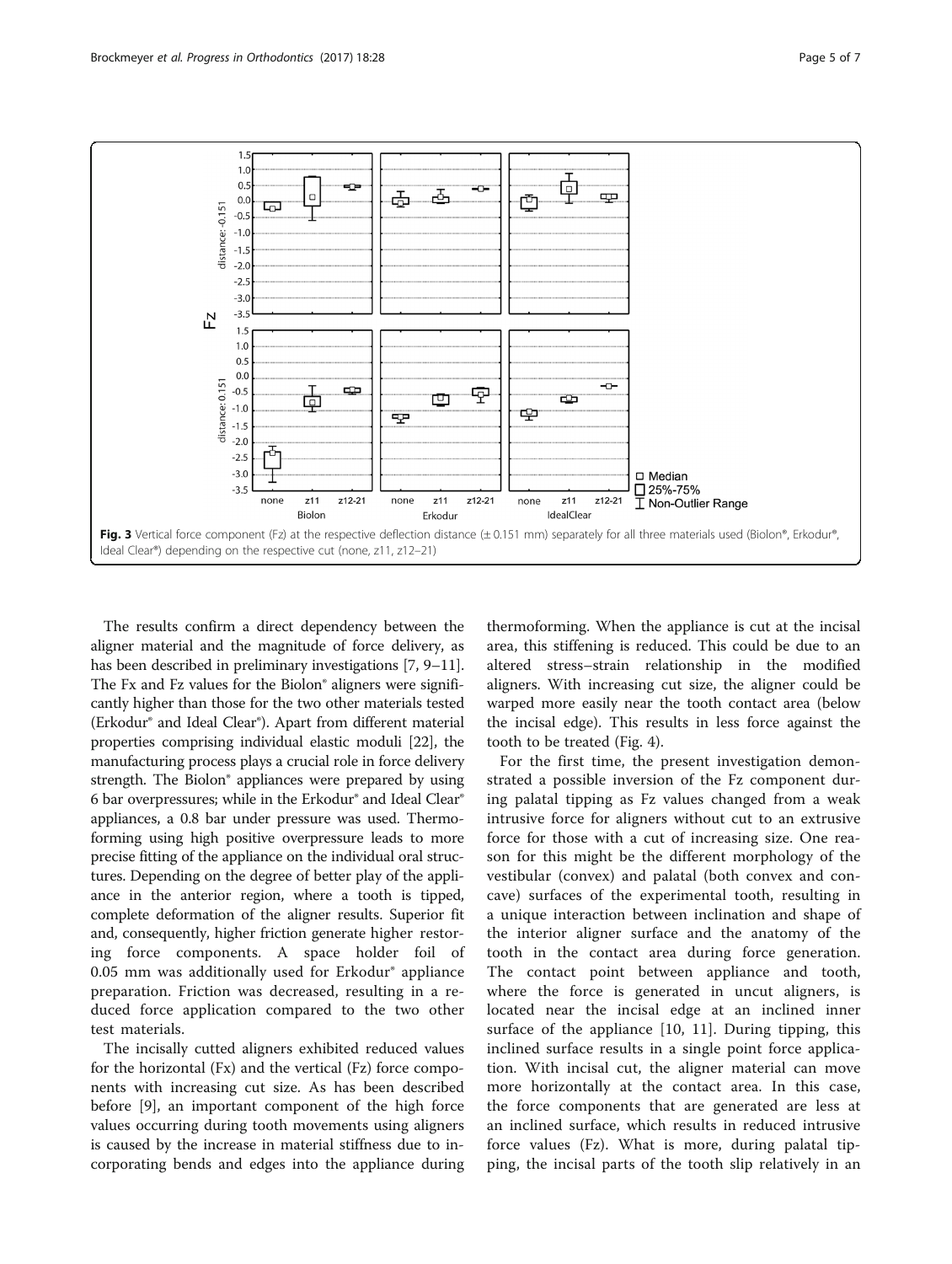Fz

distance:-0.151

1.5
1.0
0.5
0.0
-0.5
-1.0
-1.5
-2.0
-2.5
-3.0
-3.5

distance:0.151

1.5
1.0
0.5
0.0
-0.5
-1.0
-1.5
-2.0
-2.5
-3.0
-3.5

none z11 z12-21
Biolon

none z11 z12-21
Erkodur

none z11 z12-21
IdealClear

□ Median
▭ 25%-75%
⊥ Non-Outlier Range

**Fig. 3** Vertical force component (Fz) at the respective deflection distance (± 0.151 mm) separately for all three materials used (Biolon®, Erkodur®, Ideal Clear®) depending on the respective cut (none, z11, z12–21)

The results confirm a direct dependency between the aligner material and the magnitude of force delivery, as has been described in preliminary investigations [7, 9–11]. The Fx and Fz values for the Biolon® aligners were significantly higher than those for the two other materials tested (Erkodur® and Ideal Clear®). Apart from different material properties comprising individual elastic moduli [22], the manufacturing process plays a crucial role in force delivery strength. The Biolon® appliances were prepared by using 6 bar overpressures; while in the Erkodur® and Ideal Clear® appliances, a 0.8 bar under pressure was used. Thermoforming using high positive overpressure leads to more precise fitting of the appliance on the individual oral structures. Depending on the degree of better play of the appliance in the anterior region, where a tooth is tipped, complete deformation of the aligner results. Superior fit and, consequently, higher friction generate higher restoring force components. A space holder foil of 0.05 mm was additionally used for Erkodur® appliance preparation. Friction was decreased, resulting in a reduced force application compared to the two other test materials.

The incisally cutted aligners exhibited reduced values for the horizontal (Fx) and the vertical (Fz) force components with increasing cut size. As has been described before [9], an important component of the high force values occurring during tooth movements using aligners is caused by the increase in material stiffness due to incorporating bends and edges into the appliance during thermoforming. When the appliance is cut at the incisal area, this stiffening is reduced. This could be due to an altered stress–strain relationship in the modified aligners. With increasing cut size, the aligner could be warped more easily near the tooth contact area (below the incisal edge). This results in less force against the tooth to be treated (Fig. 4).

For the first time, the present investigation demonstrated a possible inversion of the Fz component during palatal tipping as Fz values changed from a weak intrusive force for aligners without cut to an extrusive force for those with a cut of increasing size. One reason for this might be the different morphology of the vestibular (convex) and palatal (both convex and concave) surfaces of the experimental tooth, resulting in a unique interaction between inclination and shape of the interior aligner surface and the anatomy of the tooth in the contact area during force generation. The contact point between appliance and tooth, where the force is generated in uncut aligners, is located near the incisal edge at an inclined inner surface of the appliance [10, 11]. During tipping, this inclined surface results in a single point force application. With incisal cut, the aligner material can move more horizontally at the contact area. In this case, the force components that are generated are less at an inclined surface, which results in reduced intrusive force values (Fz). What is more, during palatal tipping, the incisal parts of the tooth slip relatively in an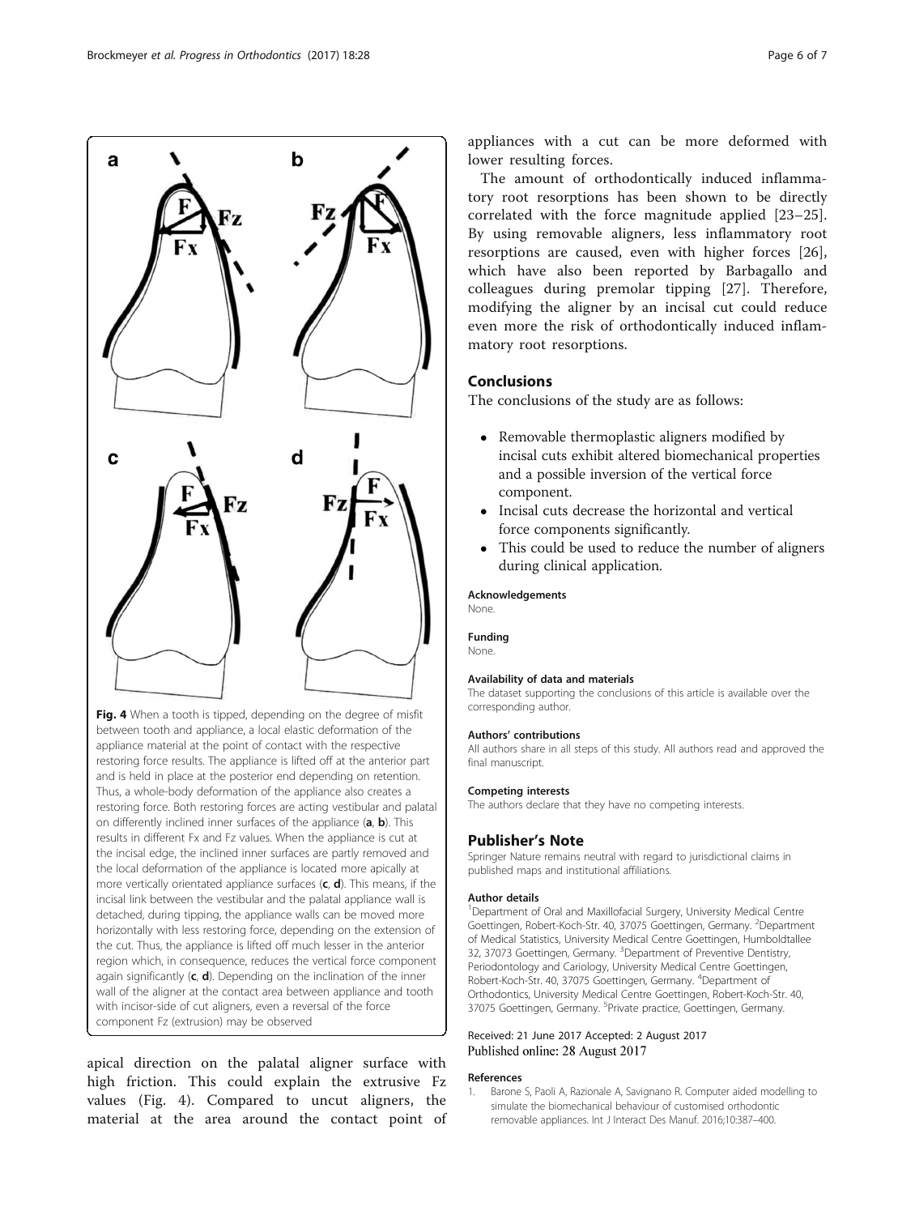Fig. 4 When a tooth is tipped, depending on the degree of misfit between tooth and appliance, a local elastic deformation of the appliance material at the point of contact with the respective restoring force results. The appliance is lifted off at the anterior part and is held in place at the posterior end depending on retention. Thus, a whole-body deformation of the appliance also creates a restoring force. Both restoring forces are acting vestibular and palatal on differently inclined inner surfaces of the appliance (**a**, **b**). This results in different Fx and Fz values. When the appliance is cut at the incisal edge, the inclined inner surfaces are partly removed and the local deformation of the appliance is located more apically at more vertically orientated appliance surfaces (**c**, **d**). This means, if the incisal link between the vestibular and the palatal appliance wall is detached, during tipping, the appliance walls can be moved more horizontally with less restoring force, depending on the extension of the cut. Thus, the appliance is lifted off much lesser in the anterior region which, in consequence, reduces the vertical force component again significantly (**c**, **d**). Depending on the inclination of the inner wall of the aligner at the contact area between appliance and tooth with incisor-side of cut aligners, even a reversal of the force component Fz (extrusion) may be observed

apical direction on the palatal aligner surface with high friction. This could explain the extrusive Fz values (Fig. 4). Compared to uncut aligners, the material at the area around the contact point of appliances with a cut can be more deformed with lower resulting forces.

The amount of orthodontically induced inflammatory root resorptions has been shown to be directly correlated with the force magnitude applied [23–25]. By using removable aligners, less inflammatory root resorptions are caused, even with higher forces [26], which have also been reported by Barbagallo and colleagues during premolar tipping [27]. Therefore, modifying the aligner by an incisal cut could reduce even more the risk of orthodontically induced inflammatory root resorptions.

## Conclusions

The conclusions of the study are as follows:

- Removable thermoplastic aligners modified by incisal cuts exhibit altered biomechanical properties and a possible inversion of the vertical force component.
- Incisal cuts decrease the horizontal and vertical force components significantly.
- This could be used to reduce the number of aligners during clinical application.

#### Acknowledgements

None.

#### Funding

None.

#### Availability of data and materials

The dataset supporting the conclusions of this article is available over the corresponding author.

#### Authors' contributions

All authors share in all steps of this study. All authors read and approved the final manuscript.

#### Competing interests

The authors declare that they have no competing interests.

## Publisher's Note

Springer Nature remains neutral with regard to jurisdictional claims in published maps and institutional affiliations.

#### Author details

[1]Department of Oral and Maxillofacial Surgery, University Medical Centre Goettingen, Robert-Koch-Str. 40, 37075 Goettingen, Germany. [2]Department of Medical Statistics, University Medical Centre Goettingen, Humboldtallee 32, 37073 Goettingen, Germany. [3]Department of Preventive Dentistry, Periodontology and Cariology, University Medical Centre Goettingen, Robert-Koch-Str. 40, 37075 Goettingen, Germany. [4]Department of Orthodontics, University Medical Centre Goettingen, Robert-Koch-Str. 40, 37075 Goettingen, Germany. [5]Private practice, Goettingen, Germany.

Received: 21 June 2017 Accepted: 2 August 2017
Published online: 28 August 2017

## References

1. Barone S, Paoli A, Razionale A, Savignano R. Computer aided modelling to simulate the biomechanical behaviour of customised orthodontic removable appliances. Int J Interact Des Manuf. 2016;10:387–400.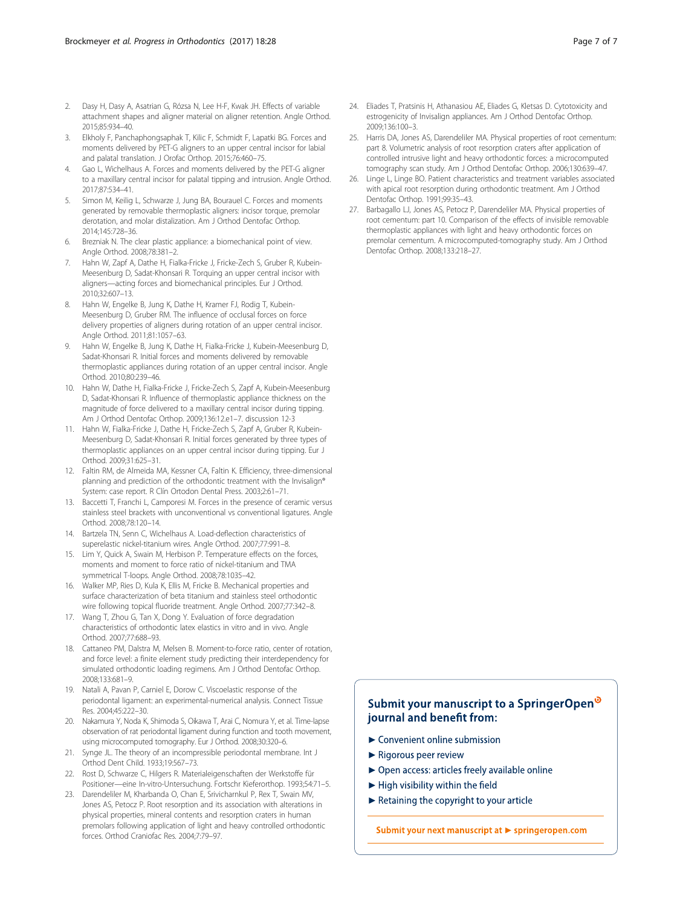2. Dasy H, Dasy A, Asatrian G, Rózsa N, Lee H-F, Kwak JH. Effects of variable attachment shapes and aligner material on aligner retention. Angle Orthod. 2015;85:934–40.
3. Elkholy F, Panchaphongsaphak T, Kilic F, Schmidt F, Lapatki BG. Forces and moments delivered by PET-G aligners to an upper central incisor for labial and palatal translation. J Orofac Orthop. 2015;76:460–75.
4. Gao L, Wichelhaus A. Forces and moments delivered by the PET-G aligner to a maxillary central incisor for palatal tipping and intrusion. Angle Orthod. 2017;87:534–41.
5. Simon M, Keilig L, Schwarze J, Jung BA, Bourauel C. Forces and moments generated by removable thermoplastic aligners: incisor torque, premolar derotation, and molar distalization. Am J Orthod Dentofac Orthop. 2014;145:728–36.
6. Brezniak N. The clear plastic appliance: a biomechanical point of view. Angle Orthod. 2008;78:381–2.
7. Hahn W, Zapf A, Dathe H, Fialka-Fricke J, Fricke-Zech S, Gruber R, Kubein-Meesenburg D, Sadat-Khonsari R. Torquing an upper central incisor with aligners—acting forces and biomechanical principles. Eur J Orthod. 2010;32:607–13.
8. Hahn W, Engelke B, Jung K, Dathe H, Kramer FJ, Rodig T, Kubein-Meesenburg D, Gruber RM. The influence of occlusal forces on force delivery properties of aligners during rotation of an upper central incisor. Angle Orthod. 2011;81:1057–63.
9. Hahn W, Engelke B, Jung K, Dathe H, Fialka-Fricke J, Kubein-Meesenburg D, Sadat-Khonsari R. Initial forces and moments delivered by removable thermoplastic appliances during rotation of an upper central incisor. Angle Orthod. 2010;80:239–46.
10. Hahn W, Dathe H, Fialka-Fricke J, Fricke-Zech S, Zapf A, Kubein-Meesenburg D, Sadat-Khonsari R. Influence of thermoplastic appliance thickness on the magnitude of force delivered to a maxillary central incisor during tipping. Am J Orthod Dentofac Orthop. 2009;136:12.e1–7. discussion 12-3
11. Hahn W, Fialka-Fricke J, Dathe H, Fricke-Zech S, Zapf A, Gruber R, Kubein-Meesenburg D, Sadat-Khonsari R. Initial forces generated by three types of thermoplastic appliances on an upper central incisor during tipping. Eur J Orthod. 2009;31:625–31.
12. Faltin RM, de Almeida MA, Kessner CA, Faltin K. Efficiency, three-dimensional planning and prediction of the orthodontic treatment with the Invisalign® System: case report. R Clín Ortodon Dental Press. 2003;2:61–71.
13. Baccetti T, Franchi L, Camporesi M. Forces in the presence of ceramic versus stainless steel brackets with unconventional vs conventional ligatures. Angle Orthod. 2008;78:120–14.
14. Bartzela TN, Senn C, Wichelhaus A. Load-deflection characteristics of superelastic nickel-titanium wires. Angle Orthod. 2007;77:991–8.
15. Lim Y, Quick A, Swain M, Herbison P. Temperature effects on the forces, moments and moment to force ratio of nickel-titanium and TMA symmetrical T-loops. Angle Orthod. 2008;78:1035–42.
16. Walker MP, Ries D, Kula K, Ellis M, Fricke B. Mechanical properties and surface characterization of beta titanium and stainless steel orthodontic wire following topical fluoride treatment. Angle Orthod. 2007;77:342–8.
17. Wang T, Zhou G, Tan X, Dong Y. Evaluation of force degradation characteristics of orthodontic latex elastics in vitro and in vivo. Angle Orthod. 2007;77:688–93.
18. Cattaneo PM, Dalstra M, Melsen B. Moment-to-force ratio, center of rotation, and force level: a finite element study predicting their interdependency for simulated orthodontic loading regimens. Am J Orthod Dentofac Orthop. 2008;133:681–9.
19. Natali A, Pavan P, Carniel E, Dorow C. Viscoelastic response of the periodontal ligament: an experimental-numerical analysis. Connect Tissue Res. 2004;45:222–30.
20. Nakamura Y, Noda K, Shimoda S, Oikawa T, Arai C, Nomura Y, et al. Time-lapse observation of rat periodontal ligament during function and tooth movement, using microcomputed tomography. Eur J Orthod. 2008;30:320–6.
21. Synge JL. The theory of an incompressible periodontal membrane. Int J Orthod Dent Child. 1933;19:567–73.
22. Rost D, Schwarze C, Hilgers R. Materialeigenschaften der Werkstoffe für Positioner—eine In-vitro-Untersuchung. Fortschr Kieferorthop. 1993;54:71–5.
23. Darendeliler M, Kharbanda O, Chan E, Srivicharnkul P, Rex T, Swain MV, Jones AS, Petocz P. Root resorption and its association with alterations in physical properties, mineral contents and resorption craters in human premolars following application of light and heavy controlled orthodontic forces. Orthod Craniofac Res. 2004;7:79–97.
24. Eliades T, Pratsinis H, Athanasiou AE, Eliades G, Kletsas D. Cytotoxicity and estrogenicity of Invisalign appliances. Am J Orthod Dentofac Orthop. 2009;136:100–3.
25. Harris DA, Jones AS, Darendeliler MA. Physical properties of root cementum: part 8. Volumetric analysis of root resorption craters after application of controlled intrusive light and heavy orthodontic forces: a microcomputed tomography scan study. Am J Orthod Dentofac Orthop. 2006;130:639–47.
26. Linge L, Linge BO. Patient characteristics and treatment variables associated with apical root resorption during orthodontic treatment. Am J Orthod Dentofac Orthop. 1991;99:35–43.
27. Barbagallo LJ, Jones AS, Petocz P, Darendeliler MA. Physical properties of root cementum: part 10. Comparison of the effects of invisible removable thermoplastic appliances with light and heavy orthodontic forces on premolar cementum. A microcomputed-tomography study. Am J Orthod Dentofac Orthop. 2008;133:218–27.

**Submit your manuscript to a SpringerOpen journal and benefit from:**

- ► Convenient online submission
- ► Rigorous peer review
- ► Open access: articles freely available online
- ► High visibility within the field
- ► Retaining the copyright to your article

**Submit your next manuscript at ► springeropen.com**